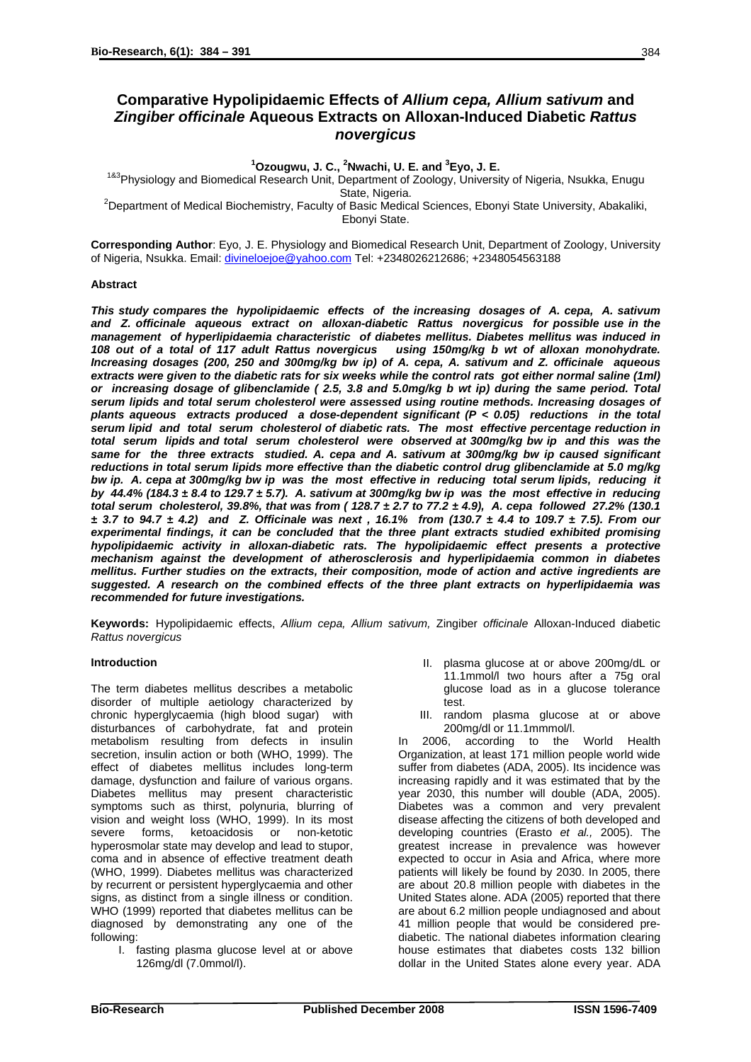# Comparative Hypolipidaemic Effects of *Allium cepa, Allium sativum* and *Zingiber officinale* Aqueous Extracts on Alloxan-Induced Diabetic *Rattus novergicus*

**[1]Ozougwu, J. C., [2]Nwachi, U. E. and [3]Eyo, J. E.**

[1&3]Physiology and Biomedical Research Unit, Department of Zoology, University of Nigeria, Nsukka, Enugu State, Nigeria.
[2]Department of Medical Biochemistry, Faculty of Basic Medical Sciences, Ebonyi State University, Abakaliki, Ebonyi State.

**Corresponding Author**: Eyo, J. E. Physiology and Biomedical Research Unit, Department of Zoology, University of Nigeria, Nsukka. Email: divineloejoe@yahoo.com Tel: +2348026212686; +2348054563188

### Abstract

***This study compares the hypolipidaemic effects of the increasing dosages of A. cepa, A. sativum and Z. officinale aqueous extract on alloxan-diabetic Rattus novergicus for possible use in the management of hyperlipidaemia characteristic of diabetes mellitus. Diabetes mellitus was induced in 108 out of a total of 117 adult Rattus novergicus using 150mg/kg b wt of alloxan monohydrate. Increasing dosages (200, 250 and 300mg/kg bw ip) of A. cepa, A. sativum and Z. officinale aqueous extracts were given to the diabetic rats for six weeks while the control rats got either normal saline (1ml) or increasing dosage of glibenclamide ( 2.5, 3.8 and 5.0mg/kg b wt ip) during the same period. Total serum lipids and total serum cholesterol were assessed using routine methods. Increasing dosages of plants aqueous extracts produced a dose-dependent significant (P < 0.05) reductions in the total serum lipid and total serum cholesterol of diabetic rats. The most effective percentage reduction in total serum lipids and total serum cholesterol were observed at 300mg/kg bw ip and this was the same for the three extracts studied. A. cepa and A. sativum at 300mg/kg bw ip caused significant reductions in total serum lipids more effective than the diabetic control drug glibenclamide at 5.0 mg/kg bw ip. A. cepa at 300mg/kg bw ip was the most effective in reducing total serum lipids, reducing it by 44.4% (184.3 ± 8.4 to 129.7 ± 5.7). A. sativum at 300mg/kg bw ip was the most effective in reducing total serum cholesterol, 39.8%, that was from ( 128.7 ± 2.7 to 77.2 ± 4.9), A. cepa followed 27.2% (130.1 ± 3.7 to 94.7 ± 4.2) and Z. Officinale was next , 16.1% from (130.7 ± 4.4 to 109.7 ± 7.5). From our experimental findings, it can be concluded that the three plant extracts studied exhibited promising hypolipidaemic activity in alloxan-diabetic rats. The hypolipidaemic effect presents a protective mechanism against the development of atherosclerosis and hyperlipidaemia common in diabetes mellitus. Further studies on the extracts, their composition, mode of action and active ingredients are suggested. A research on the combined effects of the three plant extracts on hyperlipidaemia was recommended for future investigations.***

**Keywords:** Hypolipidaemic effects, *Allium cepa, Allium sativum,* Zingiber *officinale* Alloxan-Induced diabetic *Rattus novergicus*

### Introduction

The term diabetes mellitus describes a metabolic disorder of multiple aetiology characterized by chronic hyperglycaemia (high blood sugar) with disturbances of carbohydrate, fat and protein metabolism resulting from defects in insulin secretion, insulin action or both (WHO, 1999). The effect of diabetes mellitus includes long-term damage, dysfunction and failure of various organs. Diabetes mellitus may present characteristic symptoms such as thirst, polynuria, blurring of vision and weight loss (WHO, 1999). In its most severe forms, ketoacidosis or non-ketotic hyperosmolar state may develop and lead to stupor, coma and in absence of effective treatment death (WHO, 1999). Diabetes mellitus was characterized by recurrent or persistent hyperglycaemia and other signs, as distinct from a single illness or condition. WHO (1999) reported that diabetes mellitus can be diagnosed by demonstrating any one of the following:

I. fasting plasma glucose level at or above 126mg/dl (7.0mmol/l).
II. plasma glucose at or above 200mg/dL or 11.1mmol/l two hours after a 75g oral glucose load as in a glucose tolerance test.
III. random plasma glucose at or above 200mg/dl or 11.1mmmol/l.

In 2006, according to the World Health Organization, at least 171 million people world wide suffer from diabetes (ADA, 2005). Its incidence was increasing rapidly and it was estimated that by the year 2030, this number will double (ADA, 2005). Diabetes was a common and very prevalent disease affecting the citizens of both developed and developing countries (Erasto *et al.,* 2005). The greatest increase in prevalence was however expected to occur in Asia and Africa, where more patients will likely be found by 2030. In 2005, there are about 20.8 million people with diabetes in the United States alone. ADA (2005) reported that there are about 6.2 million people undiagnosed and about 41 million people that would be considered pre-diabetic. The national diabetic information clearing house estimates that diabetes costs 132 billion dollar in the United States alone every year. ADA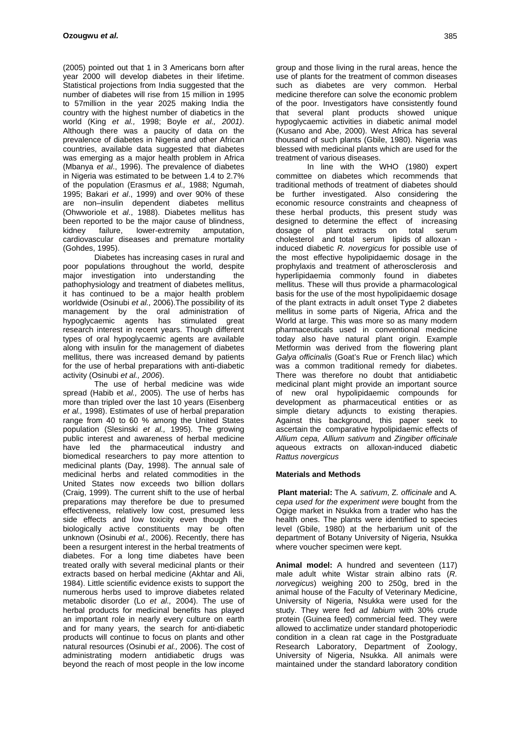(2005) pointed out that 1 in 3 Americans born after year 2000 will develop diabetes in their lifetime. Statistical projections from India suggested that the number of diabetes will rise from 15 million in 1995 to 57million in the year 2025 making India the country with the highest number of diabetics in the world (King *et al.,* 1998; Boyle *et al., 2001)*. Although there was a paucity of data on the prevalence of diabetes in Nigeria and other African countries, available data suggested that diabetes was emerging as a major health problem in Africa (Mbanya *et al*., 1996). The prevalence of diabetes in Nigeria was estimated to be between 1.4 to 2.7% of the population (Erasmus *et al.,* 1988; Ngumah, 1995; Bakari *et al*., 1999) and over 90% of these are non–insulin dependent diabetes mellitus (Ohwworiole et *al*., 1988). Diabetes mellitus has been reported to be the major cause of blindness, kidney failure, lower-extremity amputation, cardiovascular diseases and premature mortality (Gohdes, 1995).

Diabetes has increasing cases in rural and poor populations throughout the world, despite major investigation into understanding the pathophysiology and treatment of diabetes mellitus, it has continued to be a major health problem worldwide (Osinubi *et al.,* 2006).The possibility of its management by the oral administration of hypoglycaemic agents has stimulated great research interest in recent years. Though different types of oral hypoglycaemic agents are available along with insulin for the management of diabetes mellitus, there was increased demand by patients for the use of herbal preparations with anti-diabetic activity (Osinubi *et al., 2006*).

The use of herbal medicine was wide spread (Habib et *al.,* 2005). The use of herbs has more than tripled over the last 10 years (Eisenberg *et al.,* 1998). Estimates of use of herbal preparation range from 40 to 60 % among the United States population (Slesinski *et al.,* 1995). The growing public interest and awareness of herbal medicine have led the pharmaceutical industry and biomedical researchers to pay more attention to medicinal plants (Day, 1998). The annual sale of medicinal herbs and related commodities in the United States now exceeds two billion dollars (Craig, 1999). The current shift to the use of herbal preparations may therefore be due to presumed effectiveness, relatively low cost, presumed less side effects and low toxicity even though the biologically active constituents may be often unknown (Osinubi *et al.,* 2006). Recently, there has been a resurgent interest in the herbal treatments of diabetes. For a long time diabetes have been treated orally with several medicinal plants or their extracts based on herbal medicine (Akhtar and Ali, 1984). Little scientific evidence exists to support the numerous herbs used to improve diabetes related metabolic disorder (Lo *et al.,* 2004). The use of herbal products for medicinal benefits has played an important role in nearly every culture on earth and for many years, the search for anti-diabetic products will continue to focus on plants and other natural resources (Osinubi *et al.,* 2006). The cost of administrating modern antidiabetic drugs was beyond the reach of most people in the low income group and those living in the rural areas, hence the use of plants for the treatment of common diseases such as diabetes are very common. Herbal medicine therefore can solve the economic problem of the poor. Investigators have consistently found that several plant products showed unique hypoglycaemic activities in diabetic animal model (Kusano and Abe, 2000). West Africa has several thousand of such plants (Gbile, 1980). Nigeria was blessed with medicinal plants which are used for the treatment of various diseases.

In line with the WHO (1980) expert committee on diabetes which recommends that traditional methods of treatment of diabetes should be further investigated. Also considering the economic resource constraints and cheapness of these herbal products, this present study was designed to determine the effect of increasing dosage of plant extracts on total serum cholesterol and total serum lipids of alloxan - induced diabetic *R. novergicus* for possible use of the most effective hypolipidaemic dosage in the prophylaxis and treatment of atherosclerosis and hyperlipidaemia commonly found in diabetes mellitus. These will thus provide a pharmacological basis for the use of the most hypolipidaemic dosage of the plant extracts in adult onset Type 2 diabetes mellitus in some parts of Nigeria, Africa and the World at large. This was more so as many modern pharmaceuticals used in conventional medicine today also have natural plant origin. Example Metformin was derived from the flowering plant *Galya officinalis* (Goat's Rue or French lilac) which was a common traditional remedy for diabetes. There was therefore no doubt that antidiabetic medicinal plant might provide an important source of new oral hypolipidaemic compounds for development as pharmaceutical entities or as simple dietary adjuncts to existing therapies. Against this background, this paper seek to ascertain the comparative hypolipidaemic effects of *Allium cepa, Allium sativum* and *Zingiber officinale* aqueous extracts on alloxan-induced diabetic *Rattus novergicus*

## Materials and Methods

**Plant material:** The A*. sativum*, Z*. officinale* and A*. cepa used for the experiment were* bought from the Ogige market in Nsukka from a trader who has the health ones. The plants were identified to species level (Gbile, 1980) at the herbarium unit of the department of Botany University of Nigeria, Nsukka where voucher specimen were kept.

**Animal model:** A hundred and seventeen (117) male adult white Wistar strain albino rats (*R. norvegicus*) weighing 200 to 250g, bred in the animal house of the Faculty of Veterinary Medicine, University of Nigeria, Nsukka were used for the study. They were fed *ad labium* with 30% crude protein (Guinea feed) commercial feed. They were allowed to acclimatize under standard photoperiodic condition in a clean rat cage in the Postgraduate Research Laboratory, Department of Zoology, University of Nigeria, Nsukka. All animals were maintained under the standard laboratory condition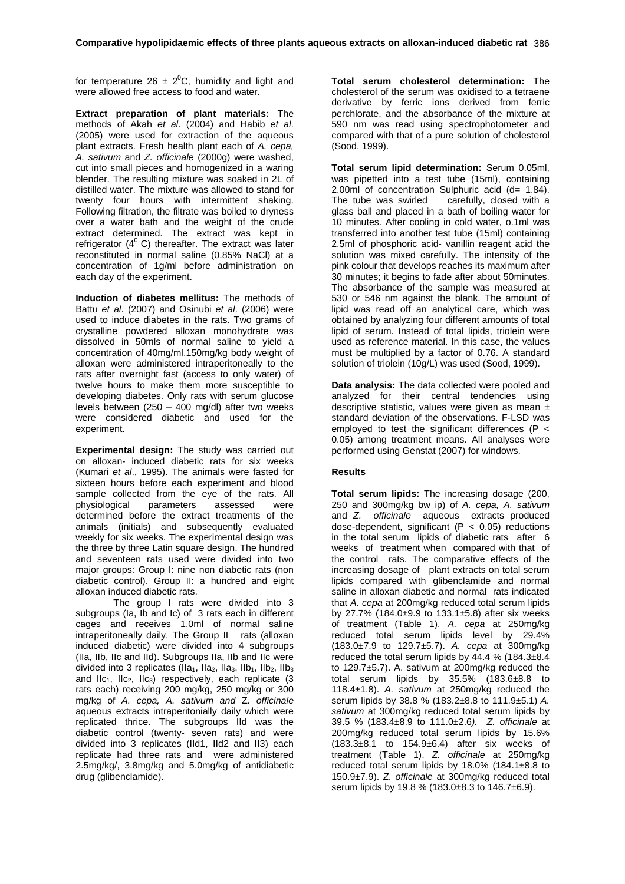for temperature 26 ± 2$^0$C, humidity and light and were allowed free access to food and water.

**Extract preparation of plant materials:** The methods of Akah *et al*. (2004) and Habib *et al*. (2005) were used for extraction of the aqueous plant extracts. Fresh health plant each of *A. cepa, A. sativum* and *Z. officinale* (2000g) were washed, cut into small pieces and homogenized in a waring blender. The resulting mixture was soaked in 2L of distilled water. The mixture was allowed to stand for twenty four hours with intermittent shaking. Following filtration, the filtrate was boiled to dryness over a water bath and the weight of the crude extract determined. The extract was kept in refrigerator (4$^0$ C) thereafter. The extract was later reconstituted in normal saline (0.85% NaCl) at a concentration of 1g/ml before administration on each day of the experiment.

**Induction of diabetes mellitus:** The methods of Battu *et al*. (2007) and Osinubi *et al*. (2006) were used to induce diabetes in the rats. Two grams of crystalline powdered alloxan monohydrate was dissolved in 50mls of normal saline to yield a concentration of 40mg/ml.150mg/kg body weight of alloxan were administered intraperitoneally to the rats after overnight fast (access to only water) of twelve hours to make them more susceptible to developing diabetes. Only rats with serum glucose levels between (250 – 400 mg/dl) after two weeks were considered diabetic and used for the experiment.

**Experimental design:** The study was carried out on alloxan- induced diabetic rats for six weeks (Kumari *et al*., 1995). The animals were fasted for sixteen hours before each experiment and blood sample collected from the eye of the rats. All physiological parameters assessed were determined before the extract treatments of the animals (initials) and subsequently evaluated weekly for six weeks. The experimental design was the three by three Latin square design. The hundred and seventeen rats used were divided into two major groups: Group I: nine non diabetic rats (non diabetic control). Group II: a hundred and eight alloxan induced diabetic rats.

The group I rats were divided into 3 subgroups (Ia, Ib and Ic) of 3 rats each in different cages and receives 1.0ml of normal saline intraperitoneally daily. The Group II rats (alloxan induced diabetic) were divided into 4 subgroups (IIa, IIb, IIc and IId). Subgroups IIa, IIb and IIc were divided into 3 replicates (IIa$_1$, IIa$_2$, IIa$_3$, IIb$_1$, IIb$_2$, IIb$_3$ and IIc$_1$, IIc$_2$, IIc$_3$) respectively, each replicate (3 rats each) receiving 200 mg/kg, 250 mg/kg or 300 mg/kg of *A. cepa, A. sativum and* Z*. officinale* aqueous extracts intraperitonially daily which were replicated thrice. The subgroups IId was the diabetic control (twenty- seven rats) and were divided into 3 replicates (IId1, IId2 and II3) each replicate had three rats and were administered 2.5mg/kg/, 3.8mg/kg and 5.0mg/kg of antidiabetic drug (glibenclamide).

**Total serum cholesterol determination:** The cholesterol of the serum was oxidised to a tetraene derivative by ferric ions derived from ferric perchlorate, and the absorbance of the mixture at 590 nm was read using spectrophotometer and compared with that of a pure solution of cholesterol (Sood, 1999).

**Total serum lipid determination:** Serum 0.05ml, was pipetted into a test tube (15ml), containing 2.00ml of concentration Sulphuric acid (d= 1.84). The tube was swirled carefully, closed with a glass ball and placed in a bath of boiling water for 10 minutes. After cooling in cold water, o.1ml was transferred into another test tube (15ml) containing 2.5ml of phosphoric acid- vanillin reagent acid the solution was mixed carefully. The intensity of the pink colour that develops reaches its maximum after 30 minutes; it begins to fade after about 50minutes. The absorbance of the sample was measured at 530 or 546 nm against the blank. The amount of lipid was read off an analytical care, which was obtained by analyzing four different amounts of total lipid of serum. Instead of total lipids, triolein were used as reference material. In this case, the values must be multiplied by a factor of 0.76. A standard solution of triolein (10g/L) was used (Sood, 1999).

**Data analysis:** The data collected were pooled and analyzed for their central tendencies using descriptive statistic, values were given as mean ± standard deviation of the observations. F-LSD was employed to test the significant differences ($P < 0.05$) among treatment means. All analyses were performed using Genstat (2007) for windows.

## Results

**Total serum lipids:** The increasing dosage (200, 250 and 300mg/kg bw ip) of *A. cepa, A. sativum* and *Z. officinale* aqueous extracts produced dose-dependent, significant ($P < 0.05$) reductions in the total serum lipids of diabetic rats after 6 weeks of treatment when compared with that of the control rats. The comparative effects of the increasing dosage of plant extracts on total serum lipids compared with glibenclamide and normal saline in alloxan diabetic and normal rats indicated that *A. cepa* at 200mg/kg reduced total serum lipids by 27.7% (184.0±9.9 to 133.1±5.8) after six weeks of treatment (Table 1). *A. cepa* at 250mg/kg reduced total serum lipids level by 29.4% (183.0±7.9 to 129.7±5.7). *A. cepa* at 300mg/kg reduced the total serum lipids by 44.4 % (184.3±8.4 to 129.7±5.7). A. sativum at 200mg/kg reduced the total serum lipids by 35.5% (183.6±8.8 to 118.4±1.8). *A. sativum* at 250mg/kg reduced the serum lipids by 38.8 % (183.2±8.8 to 111.9±5.1) *A. sativum* at 300mg/kg reduced total serum lipids by 39.5 % (183.4±8.9 to 111.0±2.6*). Z. officinale* at 200mg/kg reduced total serum lipids by 15.6% (183.3±8.1 to 154.9±6.4) after six weeks of treatment (Table 1). *Z. officinale* at 250mg/kg reduced total serum lipids by 18.0% (184.1±8.8 to 150.9±7.9). *Z. officinale* at 300mg/kg reduced total serum lipids by 19.8 % (183.0±8.3 to 146.7±6.9).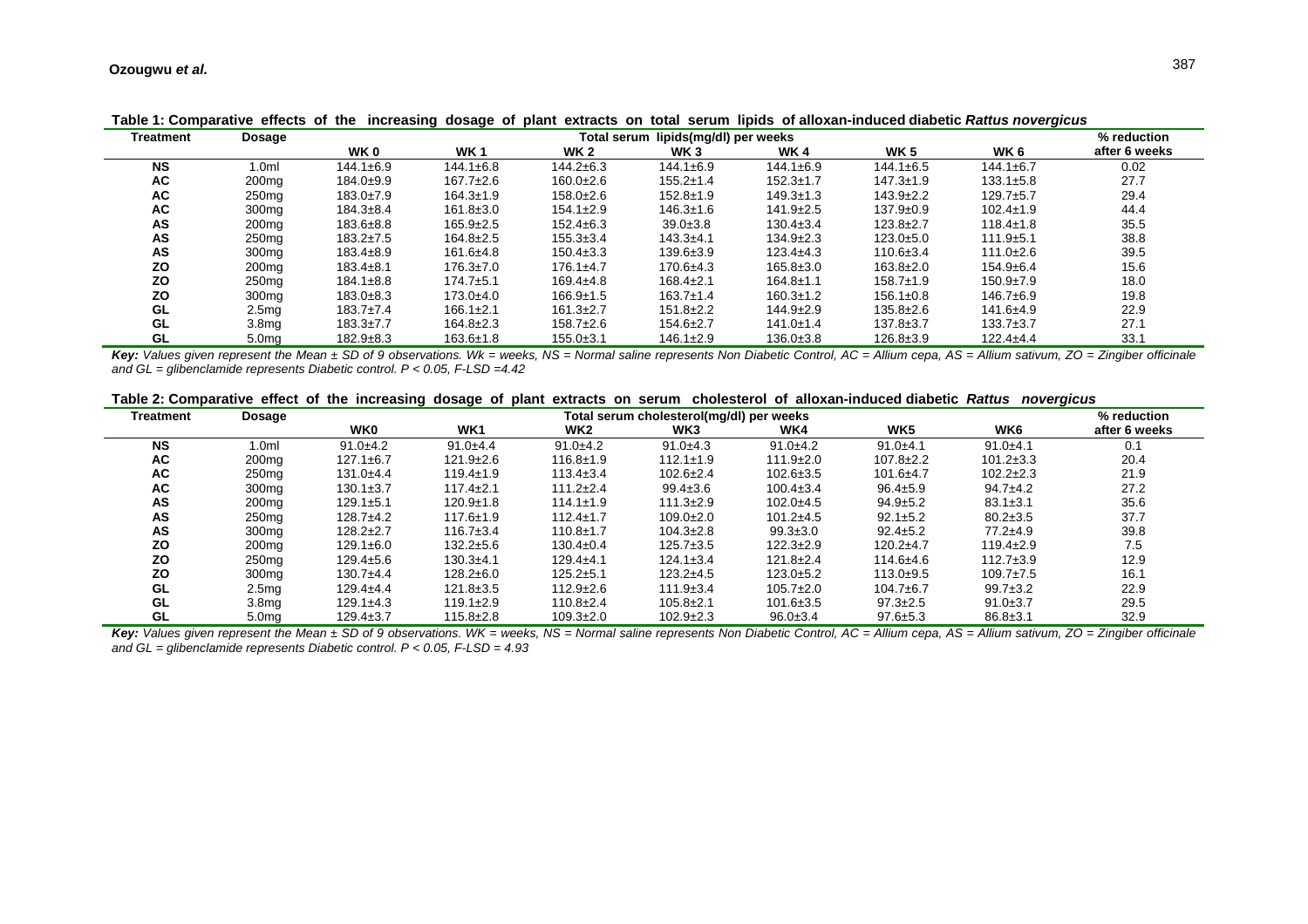**Table 1: Comparative effects of the increasing dosage of plant extracts on total serum lipids of alloxan-induced diabetic *Rattus novergicus***

| Treatment | Dosage | Total serum lipids(mg/dl) per weeks | | | | | | | % reduction |
|---|---|---|---|---|---|---|---|---|---|
| | | WK 0 | WK 1 | WK 2 | WK 3 | WK 4 | WK 5 | WK 6 | after 6 weeks |
| NS | 1.0ml | 144.1±6.9 | 144.1±6.8 | 144.2±6.3 | 144.1±6.9 | 144.1±6.9 | 144.1±6.5 | 144.1±6.7 | 0.02 |
| AC | 200mg | 184.0±9.9 | 167.7±2.6 | 160.0±2.6 | 155.2±1.4 | 152.3±1.7 | 147.3±1.9 | 133.1±5.8 | 27.7 |
| AC | 250mg | 183.0±7.9 | 164.3±1.9 | 158.0±2.6 | 152.8±1.9 | 149.3±1.3 | 143.9±2.2 | 129.7±5.7 | 29.4 |
| AC | 300mg | 184.3±8.4 | 161.8±3.0 | 154.1±2.9 | 146.3±1.6 | 141.9±2.5 | 137.9±0.9 | 102.4±1.9 | 44.4 |
| AS | 200mg | 183.6±8.8 | 165.9±2.5 | 152.4±6.3 | 39.0±3.8 | 130.4±3.4 | 123.8±2.7 | 118.4±1.8 | 35.5 |
| AS | 250mg | 183.2±7.5 | 164.8±2.5 | 155.3±3.4 | 143.3±4.1 | 134.9±2.3 | 123.0±5.0 | 111.9±5.1 | 38.8 |
| AS | 300mg | 183.4±8.9 | 161.6±4.8 | 150.4±3.3 | 139.6±3.9 | 123.4±4.3 | 110.6±3.4 | 111.0±2.6 | 39.5 |
| ZO | 200mg | 183.4±8.1 | 176.3±7.0 | 176.1±4.7 | 170.6±4.3 | 165.8±3.0 | 163.8±2.0 | 154.9±6.4 | 15.6 |
| ZO | 250mg | 184.1±8.8 | 174.7±5.1 | 169.4±4.8 | 168.4±2.1 | 164.8±1.1 | 158.7±1.9 | 150.9±7.9 | 18.0 |
| ZO | 300mg | 183.0±8.3 | 173.0±4.0 | 166.9±1.5 | 163.7±1.4 | 160.3±1.2 | 156.1±0.8 | 146.7±6.9 | 19.8 |
| GL | 2.5mg | 183.7±7.4 | 166.1±2.1 | 161.3±2.7 | 151.8±2.2 | 144.9±2.9 | 135.8±2.6 | 141.6±4.9 | 22.9 |
| GL | 3.8mg | 183.3±7.7 | 164.8±2.3 | 158.7±2.6 | 154.6±2.7 | 141.0±1.4 | 137.8±3.7 | 133.7±3.7 | 27.1 |
| GL | 5.0mg | 182.9±8.3 | 163.6±1.8 | 155.0±3.1 | 146.1±2.9 | 136.0±3.8 | 126.8±3.9 | 122.4±4.4 | 33.1 |

***Key:*** *Values given represent the Mean ± SD of 9 observations. Wk = weeks, NS = Normal saline represents Non Diabetic Control, AC = Allium cepa, AS = Allium sativum, ZO = Zingiber officinale and GL = glibenclamide represents Diabetic control.* $P < 0.05$, *F-LSD =4.42*

**Table 2: Comparative effect of the increasing dosage of plant extracts on serum cholesterol of alloxan-induced diabetic *Rattus novergicus***

| Treatment | Dosage | Total serum cholesterol(mg/dl) per weeks | | | | | | | % reduction |
|---|---|---|---|---|---|---|---|---|---|
| | | WK0 | WK1 | WK2 | WK3 | WK4 | WK5 | WK6 | after 6 weeks |
| NS | 1.0ml | 91.0±4.2 | 91.0±4.4 | 91.0±4.2 | 91.0±4.3 | 91.0±4.2 | 91.0±4.1 | 91.0±4.1 | 0.1 |
| AC | 200mg | 127.1±6.7 | 121.9±2.6 | 116.8±1.9 | 112.1±1.9 | 111.9±2.0 | 107.8±2.2 | 101.2±3.3 | 20.4 |
| AC | 250mg | 131.0±4.4 | 119.4±1.9 | 113.4±3.4 | 102.6±2.4 | 102.6±3.5 | 101.6±4.7 | 102.2±2.3 | 21.9 |
| AC | 300mg | 130.1±3.7 | 117.4±2.1 | 111.2±2.4 | 99.4±3.6 | 100.4±3.4 | 96.4±5.9 | 94.7±4.2 | 27.2 |
| AS | 200mg | 129.1±5.1 | 120.9±1.8 | 114.1±1.9 | 111.3±2.9 | 102.0±4.5 | 94.9±5.2 | 83.1±3.1 | 35.6 |
| AS | 250mg | 128.7±4.2 | 117.6±1.9 | 112.4±1.7 | 109.0±2.0 | 101.2±4.5 | 92.1±5.2 | 80.2±3.5 | 37.7 |
| AS | 300mg | 128.2±2.7 | 116.7±3.4 | 110.8±1.7 | 104.3±2.8 | 99.3±3.0 | 92.4±5.2 | 77.2±4.9 | 39.8 |
| ZO | 200mg | 129.1±6.0 | 132.2±5.6 | 130.4±0.4 | 125.7±3.5 | 122.3±2.9 | 120.2±4.7 | 119.4±2.9 | 7.5 |
| ZO | 250mg | 129.4±5.6 | 130.3±4.1 | 129.4±4.1 | 124.1±3.4 | 121.8±2.4 | 114.6±4.6 | 112.7±3.9 | 12.9 |
| ZO | 300mg | 130.7±4.4 | 128.2±6.0 | 125.2±5.1 | 123.2±4.5 | 123.0±5.2 | 113.0±9.5 | 109.7±7.5 | 16.1 |
| GL | 2.5mg | 129.4±4.4 | 121.8±3.5 | 112.9±2.6 | 111.9±3.4 | 105.7±2.0 | 104.7±6.7 | 99.7±3.2 | 22.9 |
| GL | 3.8mg | 129.1±4.3 | 119.1±2.9 | 110.8±2.4 | 105.8±2.1 | 101.6±3.5 | 97.3±2.5 | 91.0±3.7 | 29.5 |
| GL | 5.0mg | 129.4±3.7 | 115.8±2.8 | 109.3±2.0 | 102.9±2.3 | 96.0±3.4 | 97.6±5.3 | 86.8±3.1 | 32.9 |

***Key:*** *Values given represent the Mean ± SD of 9 observations. WK = weeks, NS = Normal saline represents Non Diabetic Control, AC = Allium cepa, AS = Allium sativum, ZO = Zingiber officinale and GL = glibenclamide represents Diabetic control.* $P < 0.05$, *F-LSD = 4.93*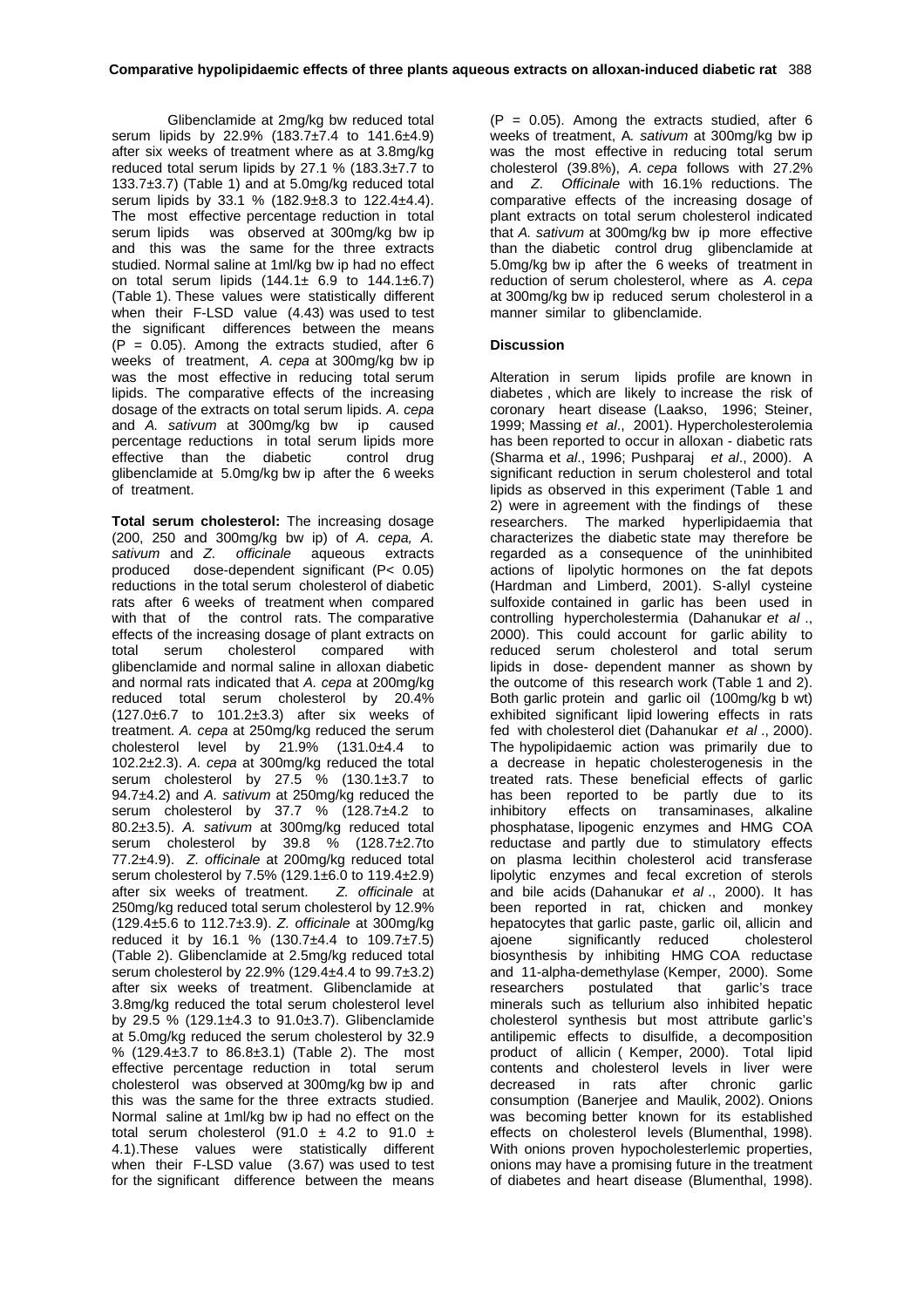Glibenclamide at 2mg/kg bw reduced total serum lipids by 22.9% (183.7±7.4 to 141.6±4.9) after six weeks of treatment where as at 3.8mg/kg reduced total serum lipids by 27.1 % (183.3±7.7 to 133.7±3.7) (Table 1) and at 5.0mg/kg reduced total serum lipids by 33.1 % (182.9±8.3 to 122.4±4.4). The most effective percentage reduction in total serum lipids was observed at 300mg/kg bw ip and this was the same for the three extracts studied. Normal saline at 1ml/kg bw ip had no effect on total serum lipids (144.1± 6.9 to 144.1±6.7) (Table 1). These values were statistically different when their F-LSD value (4.43) was used to test the significant differences between the means ($P = 0.05$). Among the extracts studied, after 6 weeks of treatment, *A. cepa* at 300mg/kg bw ip was the most effective in reducing total serum lipids. The comparative effects of the increasing dosage of the extracts on total serum lipids. *A. cepa* and *A. sativum* at 300mg/kg bw ip caused percentage reductions in total serum lipids more effective than the diabetic control drug glibenclamide at 5.0mg/kg bw ip after the 6 weeks of treatment.

**Total serum cholesterol:** The increasing dosage (200, 250 and 300mg/kg bw ip) of *A. cepa, A. sativum* and *Z. officinale* aqueous extracts produced dose-dependent significant ($P < 0.05$) reductions in the total serum cholesterol of diabetic rats after 6 weeks of treatment when compared with that of the control rats. The comparative effects of the increasing dosage of plant extracts on total serum cholesterol compared with glibenclamide and normal saline in alloxan diabetic and normal rats indicated that *A. cepa* at 200mg/kg reduced total serum cholesterol by 20.4% (127.0±6.7 to 101.2±3.3) after six weeks of treatment. *A. cepa* at 250mg/kg reduced the serum cholesterol level by 21.9% (131.0±4.4 to 102.2±2.3). *A. cepa* at 300mg/kg reduced the total serum cholesterol by 27.5 % (130.1±3.7 to 94.7±4.2) and *A. sativum* at 250mg/kg reduced the serum cholesterol by 37.7 % (128.7±4.2 to 80.2±3.5). *A. sativum* at 300mg/kg reduced total serum cholesterol by 39.8 % (128.7±2.7to 77.2±4.9). *Z. officinale* at 200mg/kg reduced total serum cholesterol by 7.5% (129.1±6.0 to 119.4±2.9) after six weeks of treatment. *Z. officinale* at 250mg/kg reduced total serum cholesterol by 12.9% (129.4±5.6 to 112.7±3.9). *Z. officinale* at 300mg/kg reduced it by 16.1 % (130.7±4.4 to 109.7±7.5) (Table 2). Glibenclamide at 2.5mg/kg reduced total serum cholesterol by 22.9% (129.4±4.4 to 99.7±3.2) after six weeks of treatment. Glibenclamide at 3.8mg/kg reduced the total serum cholesterol level by 29.5 % (129.1±4.3 to 91.0±3.7). Glibenclamide at 5.0mg/kg reduced the serum cholesterol by 32.9 % (129.4±3.7 to 86.8±3.1) (Table 2). The most effective percentage reduction in total serum cholesterol was observed at 300mg/kg bw ip and this was the same for the three extracts studied. Normal saline at 1ml/kg bw ip had no effect on the total serum cholesterol (91.0 ± 4.2 to 91.0 ± 4.1).These values were statistically different when their F-LSD value (3.67) was used to test for the significant difference between the means ($P = 0.05$). Among the extracts studied, after 6 weeks of treatment, *A. sativum* at 300mg/kg bw ip was the most effective in reducing total serum cholesterol (39.8%), *A. cepa* follows with 27.2% and *Z. Officinale* with 16.1% reductions. The comparative effects of the increasing dosage of plant extracts on total serum cholesterol indicated that *A. sativum* at 300mg/kg bw ip more effective than the diabetic control drug glibenclamide at 5.0mg/kg bw ip after the 6 weeks of treatment in reduction of serum cholesterol, where as *A. cepa* at 300mg/kg bw ip reduced serum cholesterol in a manner similar to glibenclamide.

## Discussion

Alteration in serum lipids profile are known in diabetes , which are likely to increase the risk of coronary heart disease (Laakso, 1996; Steiner, 1999; Massing *et al*., 2001). Hypercholesterolemia has been reported to occur in alloxan - diabetic rats (Sharma et *al*., 1996; Pushparaj *et al*., 2000). A significant reduction in serum cholesterol and total lipids as observed in this experiment (Table 1 and 2) were in agreement with the findings of these researchers. The marked hyperlipidaemia that characterizes the diabetic state may therefore be regarded as a consequence of the uninhibited actions of lipolytic hormones on the fat depots (Hardman and Limberd, 2001). S-allyl cysteine sulfoxide contained in garlic has been used in controlling hypercholestermia (Dahanukar *et al* ., 2000). This could account for garlic ability to reduced serum cholesterol and total serum lipids in dose- dependent manner as shown by the outcome of this research work (Table 1 and 2). Both garlic protein and garlic oil (100mg/kg b wt) exhibited significant lipid lowering effects in rats fed with cholesterol diet (Dahanukar *et al* ., 2000). The hypolipidaemic action was primarily due to a decrease in hepatic cholesterogenesis in the treated rats. These beneficial effects of garlic has been reported to be partly due to its inhibitory effects on transaminases, alkaline phosphatase, lipogenic enzymes and HMG COA reductase and partly due to stimulatory effects on plasma lecithin cholesterol acid transferase lipolytic enzymes and fecal excretion of sterols and bile acids (Dahanukar *et al* ., 2000). It has been reported in rat, chicken and monkey hepatocytes that garlic paste, garlic oil, allicin and ajoene significantly reduced cholesterol biosynthesis by inhibiting HMG COA reductase and 11-alpha-demethylase (Kemper, 2000). Some researchers postulated that garlic's trace minerals such as tellurium also inhibited hepatic cholesterol synthesis but most attribute garlic's antilipemic effects to disulfide, a decomposition product of allicin ( Kemper, 2000). Total lipid contents and cholesterol levels in liver were decreased in rats after chronic garlic consumption (Banerjee and Maulik, 2002). Onions was becoming better known for its established effects on cholesterol levels (Blumenthal, 1998). With onions proven hypocholesterlemic properties, onions may have a promising future in the treatment of diabetes and heart disease (Blumenthal, 1998).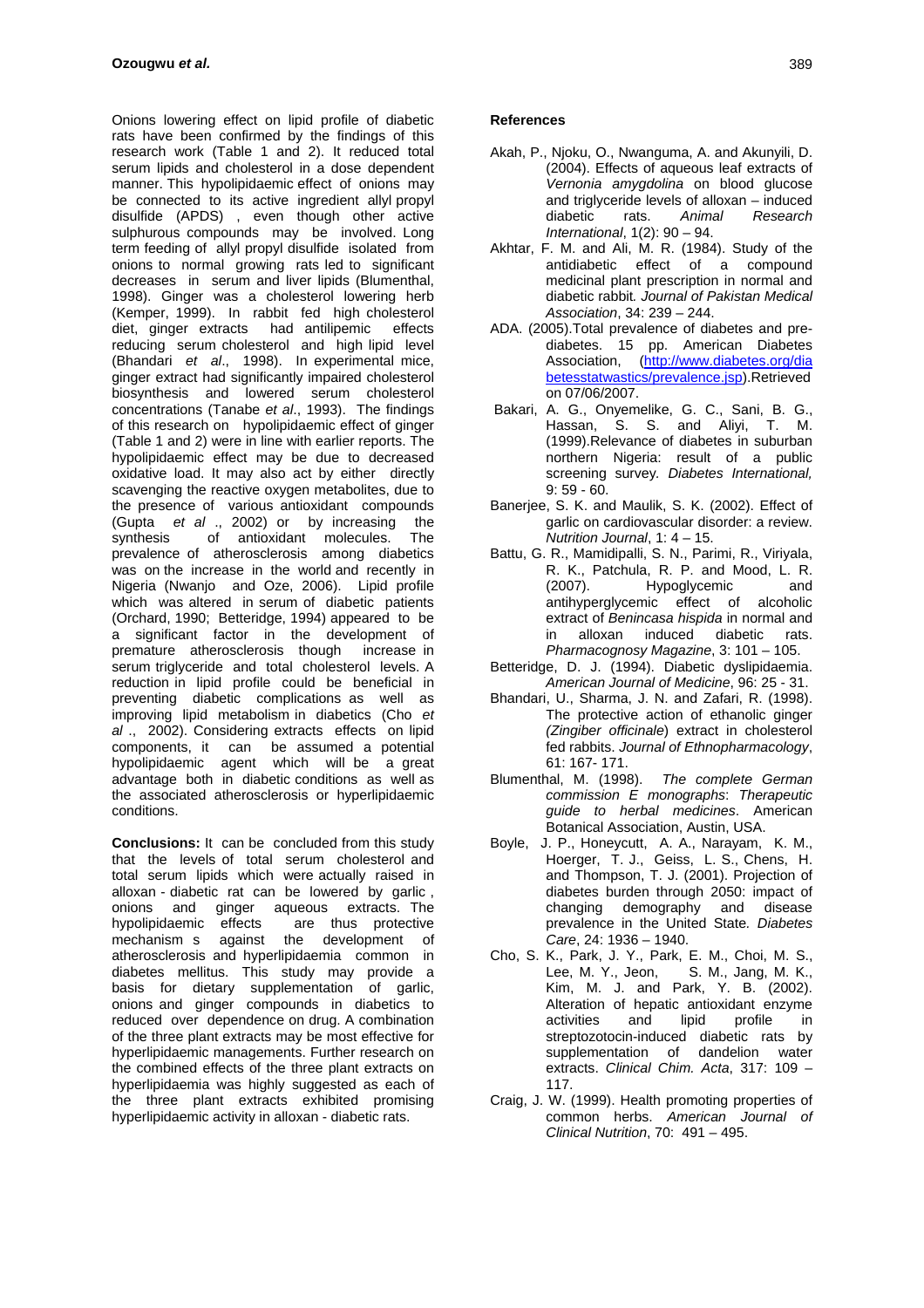Onions lowering effect on lipid profile of diabetic rats have been confirmed by the findings of this research work (Table 1 and 2). It reduced total serum lipids and cholesterol in a dose dependent manner. This hypolipidaemic effect of onions may be connected to its active ingredient allyl propyl disulfide (APDS) , even though other active sulphurous compounds may be involved. Long term feeding of allyl propyl disulfide isolated from onions to normal growing rats led to significant decreases in serum and liver lipids (Blumenthal, 1998). Ginger was a cholesterol lowering herb (Kemper, 1999). In rabbit fed high cholesterol diet, ginger extracts had antilipemic effects reducing serum cholesterol and high lipid level (Bhandari *et al*., 1998). In experimental mice, ginger extract had significantly impaired cholesterol biosynthesis and lowered serum cholesterol concentrations (Tanabe *et al*., 1993). The findings of this research on hypolipidaemic effect of ginger (Table 1 and 2) were in line with earlier reports. The hypolipidaemic effect may be due to decreased oxidative load. It may also act by either directly scavenging the reactive oxygen metabolites, due to the presence of various antioxidant compounds (Gupta *et al* ., 2002) or by increasing the synthesis of antioxidant molecules. The prevalence of atherosclerosis among diabetics was on the increase in the world and recently in Nigeria (Nwanjo and Oze, 2006). Lipid profile which was altered in serum of diabetic patients (Orchard, 1990; Betteridge, 1994) appeared to be a significant factor in the development of premature atherosclerosis though increase in serum triglyceride and total cholesterol levels. A reduction in lipid profile could be beneficial in preventing diabetic complications as well as improving lipid metabolism in diabetics (Cho *et al* ., 2002). Considering extracts effects on lipid components, it can be assumed a potential hypolipidaemic agent which will be a great advantage both in diabetic conditions as well as the associated atherosclerosis or hyperlipidaemic conditions.

**Conclusions:** It can be concluded from this study that the levels of total serum cholesterol and total serum lipids which were actually raised in alloxan - diabetic rat can be lowered by garlic , onions and ginger aqueous extracts. The hypolipidaemic effects are thus protective mechanism s against the development of atherosclerosis and hyperlipidaemia common in diabetes mellitus. This study may provide a basis for dietary supplementation of garlic, onions and ginger compounds in diabetics to reduced over dependence on drug. A combination of the three plant extracts may be most effective for hyperlipidaemic managements. Further research on the combined effects of the three plant extracts on hyperlipidaemia was highly suggested as each of the three plant extracts exhibited promising hyperlipidaemic activity in alloxan - diabetic rats.

## References

Akah, P., Njoku, O., Nwanguma, A. and Akunyili, D. (2004). Effects of aqueous leaf extracts of *Vernonia amygdolina* on blood glucose and triglyceride levels of alloxan – induced diabetic rats. *Animal Research International*, 1(2): 90 – 94.

Akhtar, F. M. and Ali, M. R. (1984). Study of the antidiabetic effect of a compound medicinal plant prescription in normal and diabetic rabbit*. Journal of Pakistan Medical Association*, 34: 239 – 244.

ADA. (2005).Total prevalence of diabetes and pre-diabetes. 15 pp. American Diabetes Association, (http://www.diabetes.org/diabetesstatwastics/prevalence.jsp).Retrieved on 07/06/2007.

Bakari, A. G., Onyemelike, G. C., Sani, B. G., Hassan, S. S. and Aliyi, T. M. (1999).Relevance of diabetes in suburban northern Nigeria: result of a public screening survey. *Diabetes International,* 9: 59 - 60.

Banerjee, S. K. and Maulik, S. K. (2002). Effect of garlic on cardiovascular disorder: a review. *Nutrition Journal*, 1: 4 – 15.

Battu, G. R., Mamidipalli, S. N., Parimi, R., Viriyala, R. K., Patchula, R. P. and Mood, L. R. (2007). Hypoglycemic and antihyperglycemic effect of alcoholic extract of *Benincasa hispida* in normal and in alloxan induced diabetic rats. *Pharmacognosy Magazine*, 3: 101 – 105.

Betteridge, D. J. (1994). Diabetic dyslipidaemia. *American Journal of Medicine*, 96: 25 - 31.

Bhandari, U., Sharma, J. N. and Zafari, R. (1998). The protective action of ethanolic ginger (*Zingiber officinale*) extract in cholesterol fed rabbits. *Journal of Ethnopharmacology*, 61: 167- 171.

Blumenthal, M. (1998). *The complete German commission E monographs*: *Therapeutic guide to herbal medicines*. American Botanical Association, Austin, USA.

Boyle, J. P., Honeycutt, A. A., Narayam, K. M., Hoerger, T. J., Geiss, L. S., Chens, H. and Thompson, T. J. (2001). Projection of diabetes burden through 2050: impact of changing demography and disease prevalence in the United State*. Diabetes Care*, 24: 1936 – 1940.

Cho, S. K., Park, J. Y., Park, E. M., Choi, M. S., Lee, M. Y., Jeon, S. M., Jang, M. K., Kim, M. J. and Park, Y. B. (2002). Alteration of hepatic antioxidant enzyme activities and lipid profile in streptozotocin-induced diabetic rats by supplementation of dandelion water extracts. *Clinical Chim. Acta*, 317: 109 – 117.

Craig, J. W. (1999). Health promoting properties of common herbs. *American Journal of Clinical Nutrition*, 70: 491 – 495.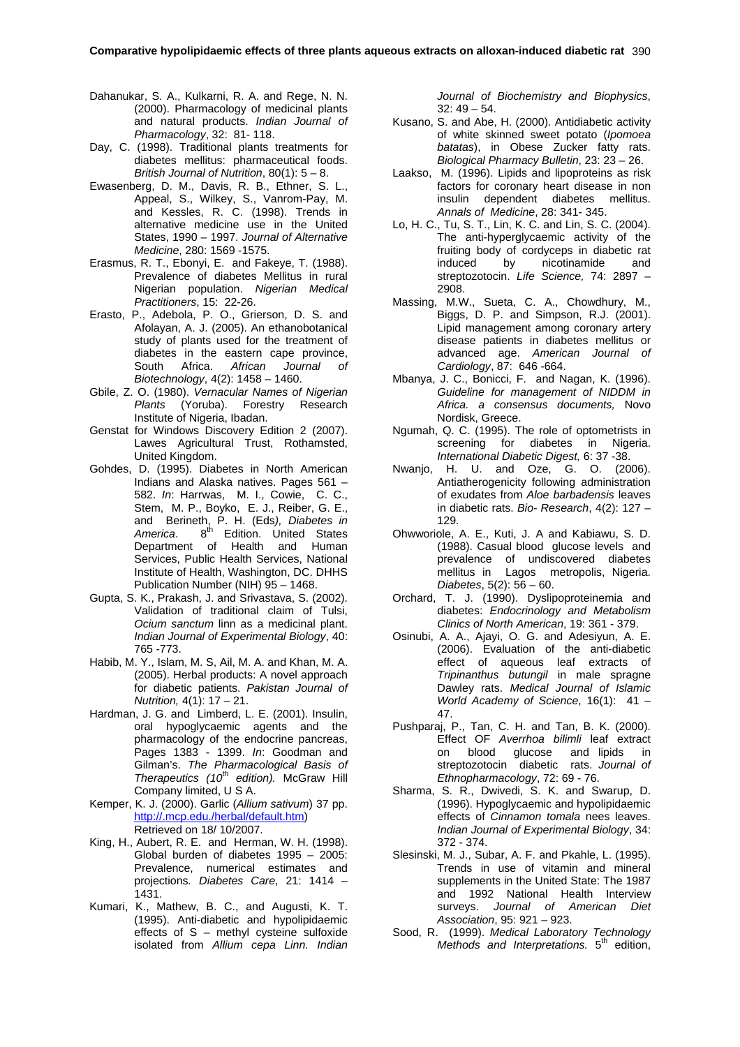Dahanukar, S. A., Kulkarni, R. A. and Rege, N. N. (2000). Pharmacology of medicinal plants and natural products. *Indian Journal of Pharmacology*, 32: 81- 118.

Day, C. (1998). Traditional plants treatments for diabetes mellitus: pharmaceutical foods. *British Journal of Nutrition*, 80(1): 5 – 8.

Ewasenberg, D. M., Davis, R. B., Ethner, S. L., Appeal, S., Wilkey, S., Vanrom-Pay, M. and Kessles, R. C. (1998). Trends in alternative medicine use in the United States, 1990 – 1997. *Journal of Alternative Medicine*, 280: 1569 -1575.

Erasmus, R. T., Ebonyi, E. and Fakeye, T. (1988). Prevalence of diabetes Mellitus in rural Nigerian population. *Nigerian Medical Practitioners*, 15: 22-26.

Erasto, P., Adebola, P. O., Grierson, D. S. and Afolayan, A. J. (2005). An ethanobotanical study of plants used for the treatment of diabetes in the eastern cape province, South Africa. *African Journal of Biotechnology*, 4(2): 1458 – 1460.

Gbile, Z. O. (1980). *Vernacular Names of Nigerian Plants* (Yoruba). Forestry Research Institute of Nigeria, Ibadan.

Genstat for Windows Discovery Edition 2 (2007). Lawes Agricultural Trust, Rothamsted, United Kingdom.

Gohdes, D. (1995). Diabetes in North American Indians and Alaska natives. Pages 561 – 582. *In*: Harrwas, M. I., Cowie, C. C., Stem, M. P., Boyko, E. J., Reiber, G. E., and Berineth, P. H. (Eds*), Diabetes in America*. 8th Edition. United States Department of Health and Human Services, Public Health Services, National Institute of Health, Washington, DC. DHHS Publication Number (NIH) 95 – 1468.

Gupta, S. K., Prakash, J. and Srivastava, S. (2002). Validation of traditional claim of Tulsi, *Ocium sanctum* linn as a medicinal plant. *Indian Journal of Experimental Biology*, 40: 765 -773.

Habib, M. Y., Islam, M. S, Ail, M. A. and Khan, M. A. (2005). Herbal products: A novel approach for diabetic patients. *Pakistan Journal of Nutrition,* 4(1): 17 – 21.

Hardman, J. G. and Limberd, L. E. (2001). Insulin, oral hypoglycaemic agents and the pharmacology of the endocrine pancreas, Pages 1383 - 1399. *In*: Goodman and Gilman's. *The Pharmacological Basis of Therapeutics (10th edition).* McGraw Hill Company limited, U S A.

Kemper, K. J. (2000). Garlic (*Allium sativum*) 37 pp. http://.mcp.edu./herbal/default.htm) Retrieved on 18/ 10/2007.

King, H., Aubert, R. E. and Herman, W. H. (1998). Global burden of diabetes 1995 – 2005: Prevalence, numerical estimates and projections*. Diabetes Care*, 21: 1414 – 1431.

Kumari, K., Mathew, B. C., and Augusti, K. T. (1995). Anti-diabetic and hypolipidaemic effects of S – methyl cysteine sulfoxide isolated from *Allium cepa Linn. Indian Journal of Biochemistry and Biophysics*, 32: 49 – 54.

Kusano, S. and Abe, H. (2000). Antidiabetic activity of white skinned sweet potato (*Ipomoea batatas*), in Obese Zucker fatty rats. *Biological Pharmacy Bulletin*, 23: 23 – 26.

Laakso, M. (1996). Lipids and lipoproteins as risk factors for coronary heart disease in non insulin dependent diabetes mellitus. *Annals of Medicine*, 28: 341- 345.

Lo, H. C., Tu, S. T., Lin, K. C. and Lin, S. C. (2004). The anti-hyperglycaemic activity of the fruiting body of cordyceps in diabetic rat induced by nicotinamide and streptozotocin. *Life Science,* 74: 2897 – 2908.

Massing, M.W., Sueta, C. A., Chowdhury, M., Biggs, D. P. and Simpson, R.J. (2001). Lipid management among coronary artery disease patients in diabetes mellitus or advanced age. *American Journal of Cardiology*, 87: 646 -664.

Mbanya, J. C., Bonicci, F. and Nagan, K. (1996). *Guideline for management of NIDDM in Africa. a consensus documents,* Novo Nordisk, Greece.

Ngumah, Q. C. (1995). The role of optometrists in screening for diabetes in Nigeria. *International Diabetic Digest,* 6: 37 -38.

Nwanjo, H. U. and Oze, G. O. (2006). Antiatherogenicity following administration of exudates from *Aloe barbadensis* leaves in diabetic rats. *Bio- Research*, 4(2): 127 – 129.

Ohwworiole, A. E., Kuti, J. A and Kabiawu, S. D. (1988). Casual blood glucose levels and prevalence of undiscovered diabetes mellitus in Lagos metropolis, Nigeria. *Diabetes*, 5(2): 56 – 60.

Orchard, T. J. (1990). Dyslipoproteinemia and diabetes: *Endocrinology and Metabolism Clinics of North American*, 19: 361 - 379.

Osinubi, A. A., Ajayi, O. G. and Adesiyun, A. E. (2006). Evaluation of the anti-diabetic effect of aqueous leaf extracts of *Tripinanthus butungil* in male spragne Dawley rats. *Medical Journal of Islamic World Academy of Science*, 16(1): 41 – 47.

Pushparaj, P., Tan, C. H. and Tan, B. K. (2000). Effect OF *Averrhoa bilimli* leaf extract on blood glucose and lipids in streptozotocin diabetic rats. *Journal of Ethnopharmacology*, 72: 69 - 76.

Sharma, S. R., Dwivedi, S. K. and Swarup, D. (1996). Hypoglycaemic and hypolipidaemic effects of *Cinnamon tomala* nees leaves. *Indian Journal of Experimental Biology*, 34: 372 - 374.

Slesinski, M. J., Subar, A. F. and Pkahle, L. (1995). Trends in use of vitamin and mineral supplements in the United State: The 1987 and 1992 National Health Interview surveys. *Journal of American Diet Association*, 95: 921 – 923.

Sood, R. (1999). *Medical Laboratory Technology Methods and Interpretations.* 5th edition,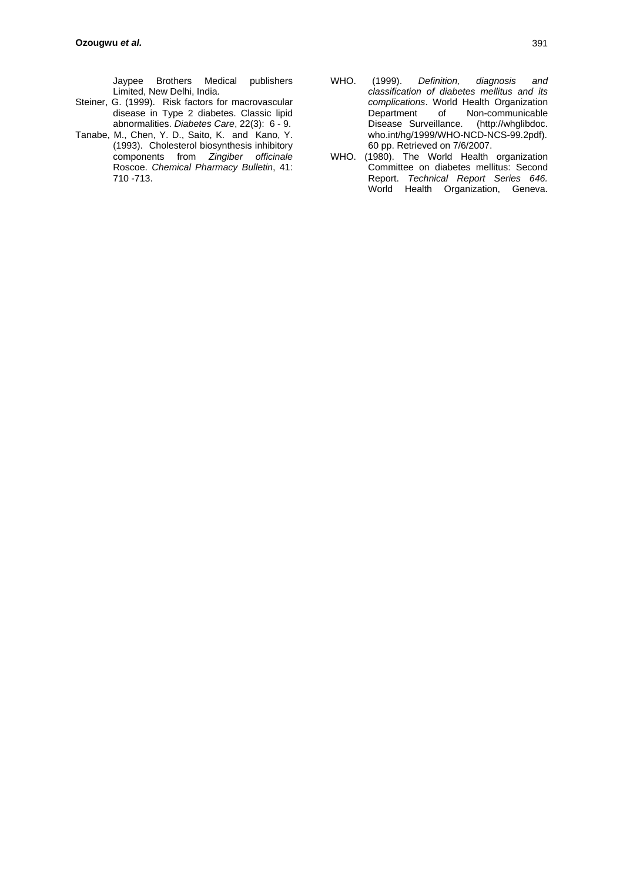Jaypee Brothers Medical publishers Limited, New Delhi, India.

Steiner, G. (1999). Risk factors for macrovascular disease in Type 2 diabetes. Classic lipid abnormalities. *Diabetes Care*, 22(3): 6 - 9.

Tanabe, M., Chen, Y. D., Saito, K. and Kano, Y. (1993). Cholesterol biosynthesis inhibitory components from *Zingiber officinale* Roscoe. *Chemical Pharmacy Bulletin*, 41: 710 -713.

WHO. (1999). *Definition, diagnosis and classification of diabetes mellitus and its complications*. World Health Organization Department of Non-communicable Disease Surveillance. (http://whglibdoc.who.int/hg/1999/WHO-NCD-NCS-99.2pdf). 60 pp. Retrieved on 7/6/2007.

WHO. (1980). The World Health organization Committee on diabetes mellitus: Second Report. *Technical Report Series 646.* World Health Organization, Geneva.